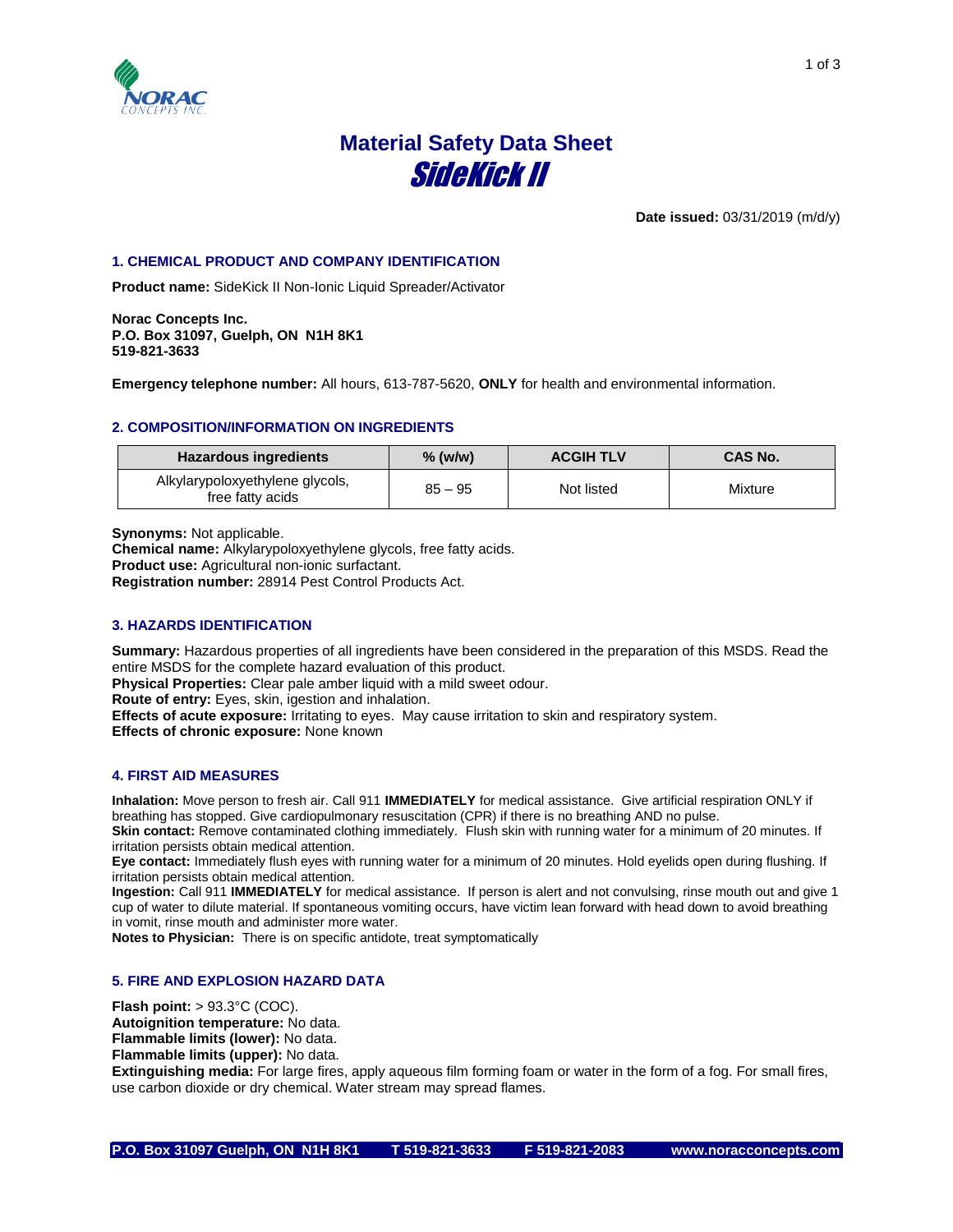# Material Safety Data Sheet

## SideKick II

**Date issued:** 03/31/2019 (m/d/y)

### 1. CHEMICAL PRODUCT AND COMPANY IDENTIFICATION

**Product name:** SideKick II Non-Ionic Liquid Spreader/Activator

**Norac Concepts Inc.**
**P.O. Box 31097, Guelph, ON N1H 8K1**
**519-821-3633**

**Emergency telephone number:** All hours, 613-787-5620, **ONLY** for health and environmental information.

### 2. COMPOSITION/INFORMATION ON INGREDIENTS

| Hazardous ingredients | % (w/w) | ACGIH TLV | CAS No. |
|---|---|---|---|
| Alkylarypoloxyethylene glycols, free fatty acids | 85 – 95 | Not listed | Mixture |

**Synonyms:** Not applicable.
**Chemical name:** Alkylarypoloxyethylene glycols, free fatty acids.
**Product use:** Agricultural non-ionic surfactant.
**Registration number:** 28914 Pest Control Products Act.

### 3. HAZARDS IDENTIFICATION

**Summary:** Hazardous properties of all ingredients have been considered in the preparation of this MSDS. Read the entire MSDS for the complete hazard evaluation of this product.
**Physical Properties:** Clear pale amber liquid with a mild sweet odour.
**Route of entry:** Eyes, skin, igestion and inhalation.
**Effects of acute exposure:** Irritating to eyes. May cause irritation to skin and respiratory system.
**Effects of chronic exposure:** None known

### 4. FIRST AID MEASURES

**Inhalation:** Move person to fresh air. Call 911 **IMMEDIATELY** for medical assistance. Give artificial respiration ONLY if breathing has stopped. Give cardiopulmonary resuscitation (CPR) if there is no breathing AND no pulse.
**Skin contact:** Remove contaminated clothing immediately. Flush skin with running water for a minimum of 20 minutes. If irritation persists obtain medical attention.
**Eye contact:** Immediately flush eyes with running water for a minimum of 20 minutes. Hold eyelids open during flushing. If irritation persists obtain medical attention.
**Ingestion:** Call 911 **IMMEDIATELY** for medical assistance. If person is alert and not convulsing, rinse mouth out and give 1 cup of water to dilute material. If spontaneous vomiting occurs, have victim lean forward with head down to avoid breathing in vomit, rinse mouth and administer more water.
**Notes to Physician:** There is on specific antidote, treat symptomatically

### 5. FIRE AND EXPLOSION HAZARD DATA

**Flash point:** > 93.3°C (COC).
**Autoignition temperature:** No data.
**Flammable limits (lower):** No data.
**Flammable limits (upper):** No data.
**Extinguishing media:** For large fires, apply aqueous film forming foam or water in the form of a fog. For small fires, use carbon dioxide or dry chemical. Water stream may spread flames.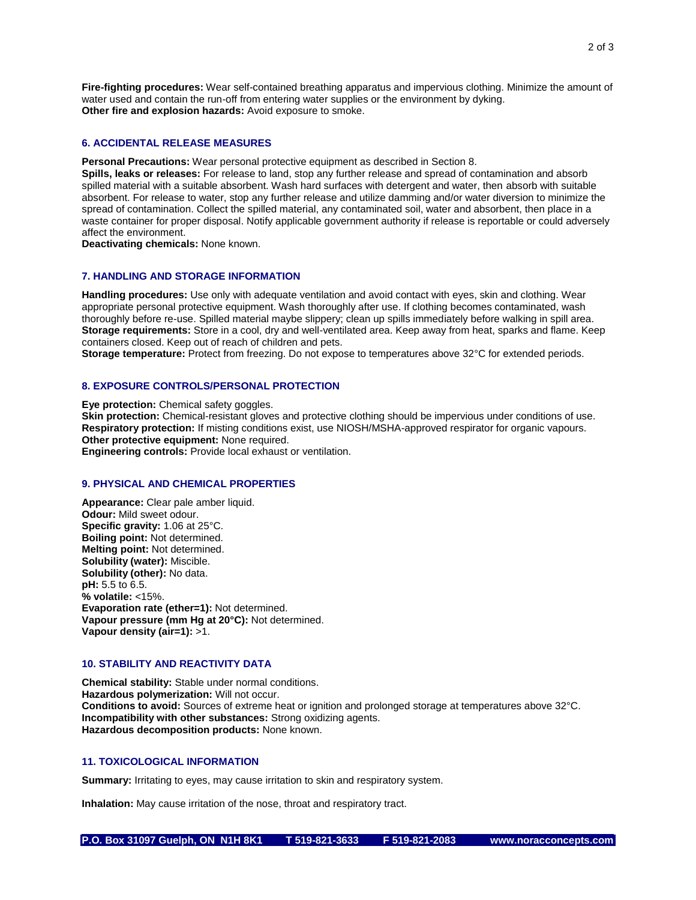**Fire-fighting procedures:** Wear self-contained breathing apparatus and impervious clothing. Minimize the amount of water used and contain the run-off from entering water supplies or the environment by dyking.
**Other fire and explosion hazards:** Avoid exposure to smoke.

## 6. ACCIDENTAL RELEASE MEASURES

**Personal Precautions:** Wear personal protective equipment as described in Section 8.
**Spills, leaks or releases:** For release to land, stop any further release and spread of contamination and absorb spilled material with a suitable absorbent. Wash hard surfaces with detergent and water, then absorb with suitable absorbent. For release to water, stop any further release and utilize damming and/or water diversion to minimize the spread of contamination. Collect the spilled material, any contaminated soil, water and absorbent, then place in a waste container for proper disposal. Notify applicable government authority if release is reportable or could adversely affect the environment.
**Deactivating chemicals:** None known.

## 7. HANDLING AND STORAGE INFORMATION

**Handling procedures:** Use only with adequate ventilation and avoid contact with eyes, skin and clothing. Wear appropriate personal protective equipment. Wash thoroughly after use. If clothing becomes contaminated, wash thoroughly before re-use. Spilled material maybe slippery; clean up spills immediately before walking in spill area.
**Storage requirements:** Store in a cool, dry and well-ventilated area. Keep away from heat, sparks and flame. Keep containers closed. Keep out of reach of children and pets.
**Storage temperature:** Protect from freezing. Do not expose to temperatures above 32°C for extended periods.

## 8. EXPOSURE CONTROLS/PERSONAL PROTECTION

**Eye protection:** Chemical safety goggles.
**Skin protection:** Chemical-resistant gloves and protective clothing should be impervious under conditions of use.
**Respiratory protection:** If misting conditions exist, use NIOSH/MSHA-approved respirator for organic vapours.
**Other protective equipment:** None required.
**Engineering controls:** Provide local exhaust or ventilation.

## 9. PHYSICAL AND CHEMICAL PROPERTIES

**Appearance:** Clear pale amber liquid.
**Odour:** Mild sweet odour.
**Specific gravity:** 1.06 at 25°C.
**Boiling point:** Not determined.
**Melting point:** Not determined.
**Solubility (water):** Miscible.
**Solubility (other):** No data.
**pH:** 5.5 to 6.5.
**% volatile:** <15%.
**Evaporation rate (ether=1):** Not determined.
**Vapour pressure (mm Hg at 20°C):** Not determined.
**Vapour density (air=1):** >1.

## 10. STABILITY AND REACTIVITY DATA

**Chemical stability:** Stable under normal conditions.
**Hazardous polymerization:** Will not occur.
**Conditions to avoid:** Sources of extreme heat or ignition and prolonged storage at temperatures above 32°C.
**Incompatibility with other substances:** Strong oxidizing agents.
**Hazardous decomposition products:** None known.

## 11. TOXICOLOGICAL INFORMATION

**Summary:** Irritating to eyes, may cause irritation to skin and respiratory system.

**Inhalation:** May cause irritation of the nose, throat and respiratory tract.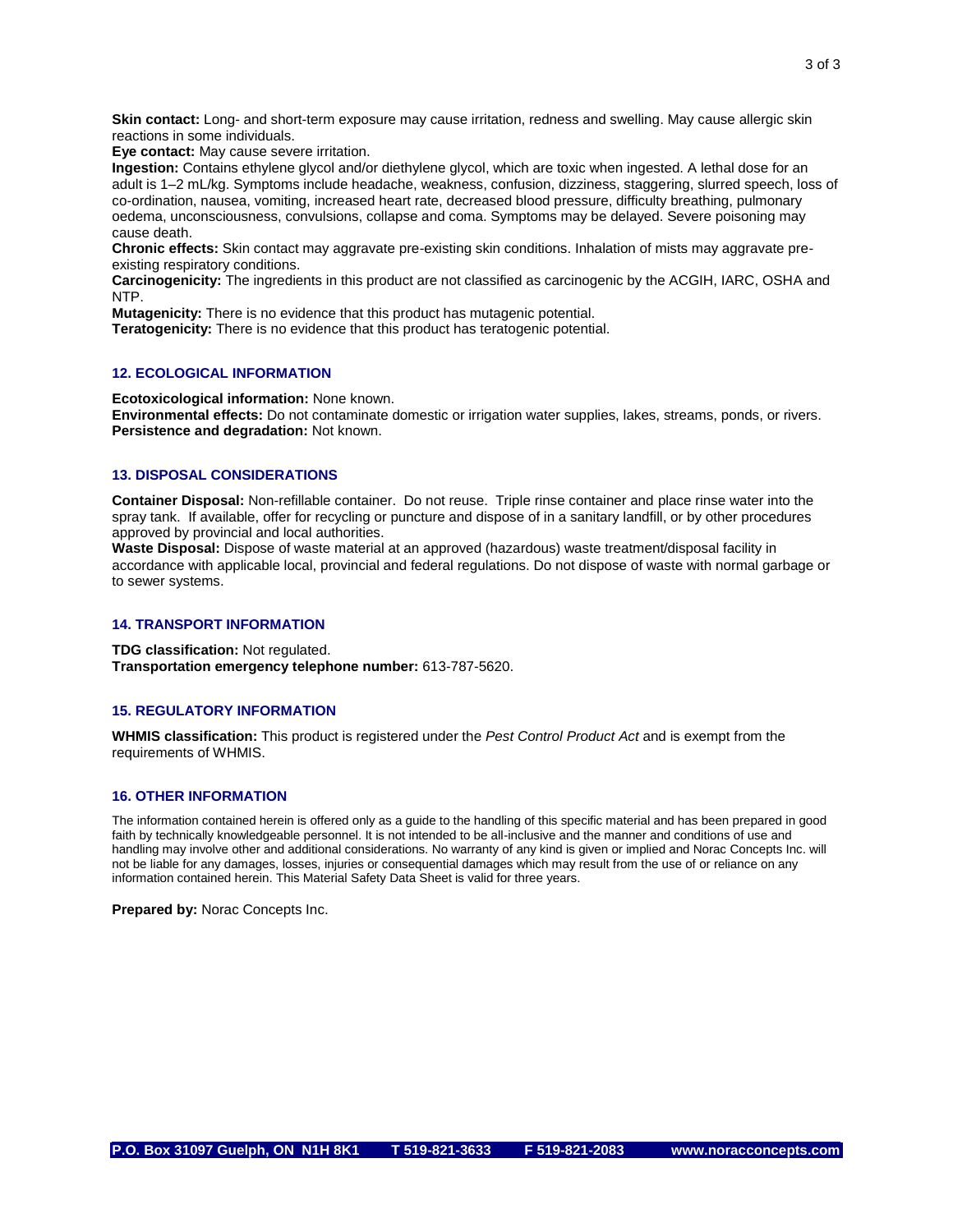**Skin contact:** Long- and short-term exposure may cause irritation, redness and swelling. May cause allergic skin reactions in some individuals.
**Eye contact:** May cause severe irritation.
**Ingestion:** Contains ethylene glycol and/or diethylene glycol, which are toxic when ingested. A lethal dose for an adult is 1–2 mL/kg. Symptoms include headache, weakness, confusion, dizziness, staggering, slurred speech, loss of co-ordination, nausea, vomiting, increased heart rate, decreased blood pressure, difficulty breathing, pulmonary oedema, unconsciousness, convulsions, collapse and coma. Symptoms may be delayed. Severe poisoning may cause death.
**Chronic effects:** Skin contact may aggravate pre-existing skin conditions. Inhalation of mists may aggravate pre-existing respiratory conditions.
**Carcinogenicity:** The ingredients in this product are not classified as carcinogenic by the ACGIH, IARC, OSHA and NTP.
**Mutagenicity:** There is no evidence that this product has mutagenic potential.
**Teratogenicity:** There is no evidence that this product has teratogenic potential.

## 12. ECOLOGICAL INFORMATION

**Ecotoxicological information:** None known.
**Environmental effects:** Do not contaminate domestic or irrigation water supplies, lakes, streams, ponds, or rivers.
**Persistence and degradation:** Not known.

## 13. DISPOSAL CONSIDERATIONS

**Container Disposal:** Non-refillable container. Do not reuse. Triple rinse container and place rinse water into the spray tank. If available, offer for recycling or puncture and dispose of in a sanitary landfill, or by other procedures approved by provincial and local authorities.
**Waste Disposal:** Dispose of waste material at an approved (hazardous) waste treatment/disposal facility in accordance with applicable local, provincial and federal regulations. Do not dispose of waste with normal garbage or to sewer systems.

## 14. TRANSPORT INFORMATION

**TDG classification:** Not regulated.
**Transportation emergency telephone number:** 613-787-5620.

## 15. REGULATORY INFORMATION

**WHMIS classification:** This product is registered under the *Pest Control Product Act* and is exempt from the requirements of WHMIS.

## 16. OTHER INFORMATION

The information contained herein is offered only as a guide to the handling of this specific material and has been prepared in good faith by technically knowledgeable personnel. It is not intended to be all-inclusive and the manner and conditions of use and handling may involve other and additional considerations. No warranty of any kind is given or implied and Norac Concepts Inc. will not be liable for any damages, losses, injuries or consequential damages which may result from the use of or reliance on any information contained herein. This Material Safety Data Sheet is valid for three years.

**Prepared by:** Norac Concepts Inc.

**P.O. Box 31097 Guelph, ON N1H 8K1 T 519-821-3633 F 519-821-2083 www.noracconcepts.com**